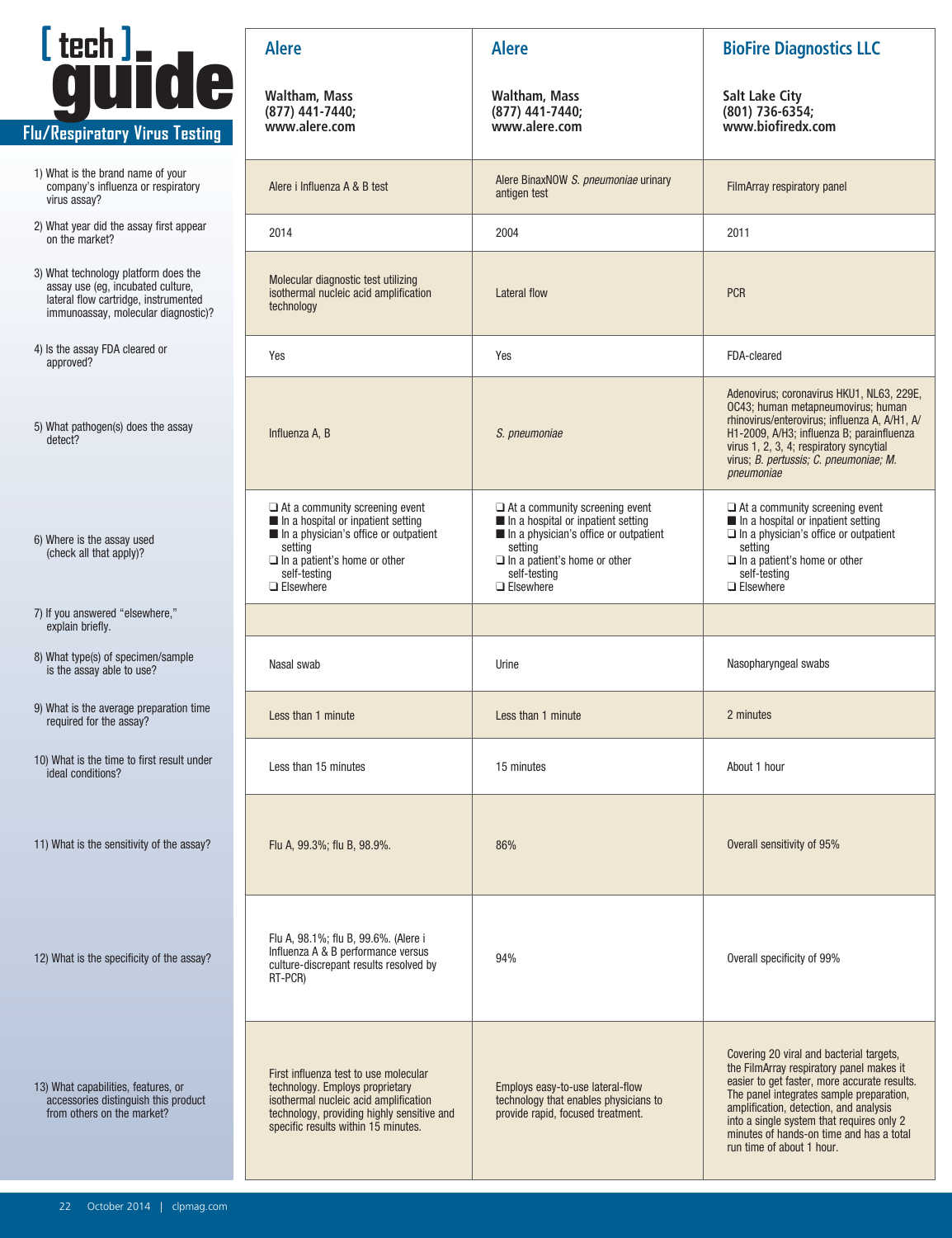# [ tech ] guide

## Flu/Respiratory Virus Testing

| | Alere | Alere | BioFire Diagnostics LLC |
|---|---|---|---|
| | Waltham, Mass (877) 441-7440; www.alere.com | Waltham, Mass (877) 441-7440; www.alere.com | Salt Lake City (801) 736-6354; www.biofiredx.com |
| 1) What is the brand name of your company's influenza or respiratory virus assay? | Alere i Influenza A & B test | Alere BinaxNOW *S. pneumoniae* urinary antigen test | FilmArray respiratory panel |
| 2) What year did the assay first appear on the market? | 2014 | 2004 | 2011 |
| 3) What technology platform does the assay use (eg, incubated culture, lateral flow cartridge, instrumented immunoassay, molecular diagnostic)? | Molecular diagnostic test utilizing isothermal nucleic acid amplification technology | Lateral flow | PCR |
| 4) Is the assay FDA cleared or approved? | Yes | Yes | FDA-cleared |
| 5) What pathogen(s) does the assay detect? | Influenza A, B | *S. pneumoniae* | Adenovirus; coronavirus HKU1, NL63, 229E, OC43; human metapneumovirus; human rhinovirus/enterovirus; influenza A, A/H1, A/H1-2009, A/H3; influenza B; parainfluenza virus 1, 2, 3, 4; respiratory syncytial virus; *B. pertussis; C. pneumoniae; M. pneumoniae* |
| 6) Where is the assay used (check all that apply)? | ❑ At a community screening event<br>■ In a hospital or inpatient setting<br>■ In a physician's office or outpatient setting<br>❑ In a patient's home or other self-testing<br>❑ Elsewhere | ❑ At a community screening event<br>■ In a hospital or inpatient setting<br>■ In a physician's office or outpatient setting<br>❑ In a patient's home or other self-testing<br>❑ Elsewhere | ❑ At a community screening event<br>■ In a hospital or inpatient setting<br>❑ In a physician's office or outpatient setting<br>❑ In a patient's home or other self-testing<br>❑ Elsewhere |
| 7) If you answered "elsewhere," explain briefly. | | | |
| 8) What type(s) of specimen/sample is the assay able to use? | Nasal swab | Urine | Nasopharyngeal swabs |
| 9) What is the average preparation time required for the assay? | Less than 1 minute | Less than 1 minute | 2 minutes |
| 10) What is the time to first result under ideal conditions? | Less than 15 minutes | 15 minutes | About 1 hour |
| 11) What is the sensitivity of the assay? | Flu A, 99.3%; flu B, 98.9%. | 86% | Overall sensitivity of 95% |
| 12) What is the specificity of the assay? | Flu A, 98.1%; flu B, 99.6%. (Alere i Influenza A & B performance versus culture-discrepant results resolved by RT-PCR) | 94% | Overall specificity of 99% |
| 13) What capabilities, features, or accessories distinguish this product from others on the market? | First influenza test to use molecular technology. Employs proprietary isothermal nucleic acid amplification technology, providing highly sensitive and specific results within 15 minutes. | Employs easy-to-use lateral-flow technology that enables physicians to provide rapid, focused treatment. | Covering 20 viral and bacterial targets, the FilmArray respiratory panel makes it easier to get faster, more accurate results. The panel integrates sample preparation, amplification, detection, and analysis into a single system that requires only 2 minutes of hands-on time and has a total run time of about 1 hour. |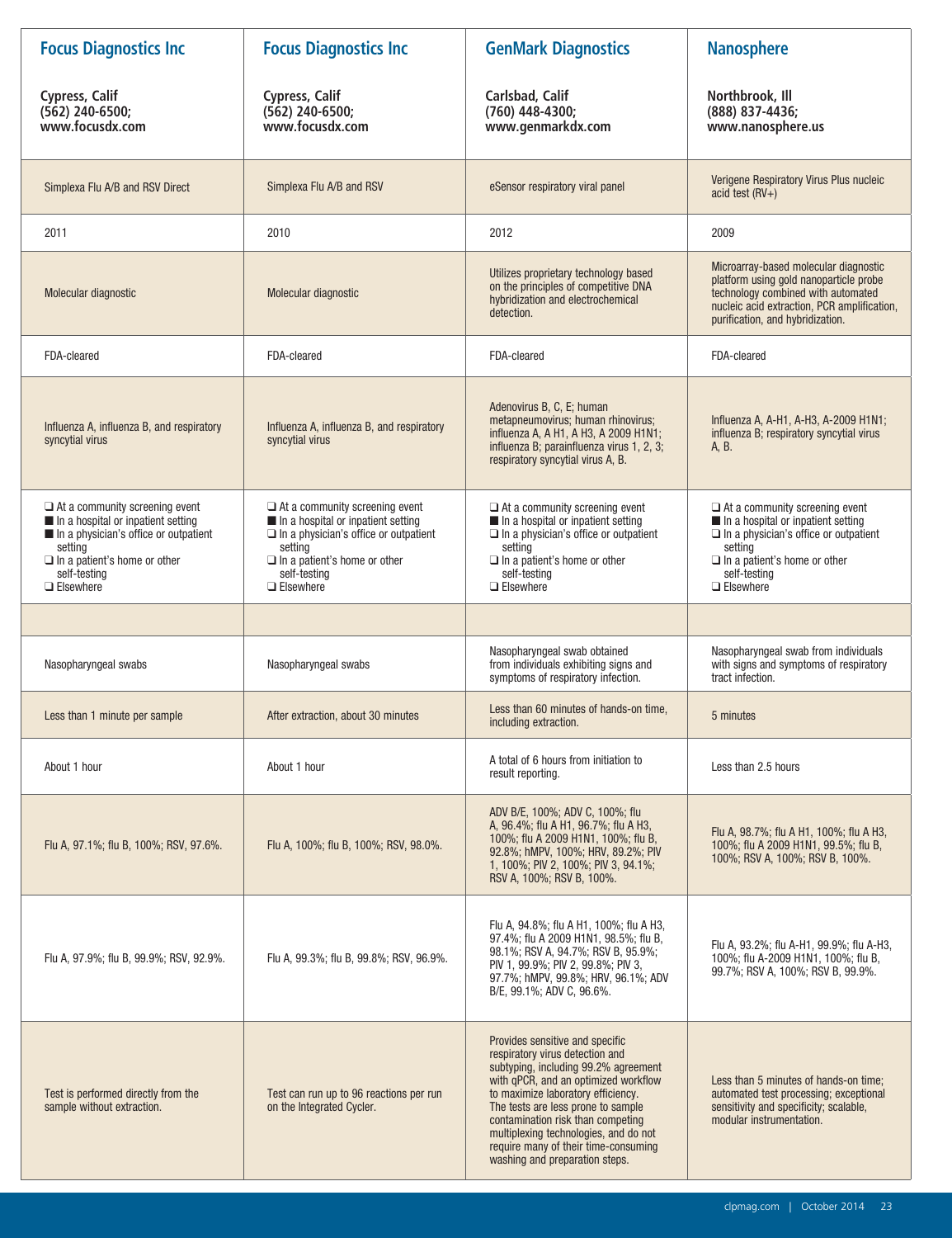| Focus Diagnostics Inc | Focus Diagnostics Inc | GenMark Diagnostics | Nanosphere |
|---|---|---|---|
| Cypress, Calif (562) 240-6500; www.focusdx.com | Cypress, Calif (562) 240-6500; www.focusdx.com | Carlsbad, Calif (760) 448-4300; www.genmarkdx.com | Northbrook, Ill (888) 837-4436; www.nanosphere.us |
| Simplexa Flu A/B and RSV Direct | Simplexa Flu A/B and RSV | eSensor respiratory viral panel | Verigene Respiratory Virus Plus nucleic acid test (RV+) |
| 2011 | 2010 | 2012 | 2009 |
| Molecular diagnostic | Molecular diagnostic | Utilizes proprietary technology based on the principles of competitive DNA hybridization and electrochemical detection. | Microarray-based molecular diagnostic platform using gold nanoparticle probe technology combined with automated nucleic acid extraction, PCR amplification, purification, and hybridization. |
| FDA-cleared | FDA-cleared | FDA-cleared | FDA-cleared |
| Influenza A, influenza B, and respiratory syncytial virus | Influenza A, influenza B, and respiratory syncytial virus | Adenovirus B, C, E; human metapneumovirus; human rhinovirus; influenza A, A H1, A H3, A 2009 H1N1; influenza B; parainfluenza virus 1, 2, 3; respiratory syncytial virus A, B. | Influenza A, A-H1, A-H3, A-2009 H1N1; influenza B; respiratory syncytial virus A, B. |
| ❑ At a community screening event<br>■ In a hospital or inpatient setting<br>■ In a physician's office or outpatient setting<br>❑ In a patient's home or other self-testing<br>❑ Elsewhere | ❑ At a community screening event<br>■ In a hospital or inpatient setting<br>❑ In a physician's office or outpatient setting<br>❑ In a patient's home or other self-testing<br>❑ Elsewhere | ❑ At a community screening event<br>■ In a hospital or inpatient setting<br>❑ In a physician's office or outpatient setting<br>❑ In a patient's home or other self-testing<br>❑ Elsewhere | ❑ At a community screening event<br>■ In a hospital or inpatient setting<br>❑ In a physician's office or outpatient setting<br>❑ In a patient's home or other self-testing<br>❑ Elsewhere |
| | | | |
| Nasopharyngeal swabs | Nasopharyngeal swabs | Nasopharyngeal swab obtained from individuals exhibiting signs and symptoms of respiratory infection. | Nasopharyngeal swab from individuals with signs and symptoms of respiratory tract infection. |
| Less than 1 minute per sample | After extraction, about 30 minutes | Less than 60 minutes of hands-on time, including extraction. | 5 minutes |
| About 1 hour | About 1 hour | A total of 6 hours from initiation to result reporting. | Less than 2.5 hours |
| Flu A, 97.1%; flu B, 100%; RSV, 97.6%. | Flu A, 100%; flu B, 100%; RSV, 98.0%. | ADV B/E, 100%; ADV C, 100%; flu A, 96.4%; flu A H1, 96.7%; flu A H3, 100%; flu A 2009 H1N1, 100%; flu B, 92.8%; hMPV, 100%; HRV, 89.2%; PIV 1, 100%; PIV 2, 100%; PIV 3, 94.1%; RSV A, 100%; RSV B, 100%. | Flu A, 98.7%; flu A H1, 100%; flu A H3, 100%; flu A 2009 H1N1, 99.5%; flu B, 100%; RSV A, 100%; RSV B, 100%. |
| Flu A, 97.9%; flu B, 99.9%; RSV, 92.9%. | Flu A, 99.3%; flu B, 99.8%; RSV, 96.9%. | Flu A, 94.8%; flu A H1, 100%; flu A H3, 97.4%; flu A 2009 H1N1, 98.5%; flu B, 98.1%; RSV A, 94.7%; RSV B, 95.9%; PIV 1, 99.9%; PIV 2, 99.8%; PIV 3, 97.7%; hMPV, 99.8%; HRV, 96.1%; ADV B/E, 99.1%; ADV C, 96.6%. | Flu A, 93.2%; flu A-H1, 99.9%; flu A-H3, 100%; flu A-2009 H1N1, 100%; flu B, 99.7%; RSV A, 100%; RSV B, 99.9%. |
| Test is performed directly from the sample without extraction. | Test can run up to 96 reactions per run on the Integrated Cycler. | Provides sensitive and specific respiratory virus detection and subtyping, including 99.2% agreement with qPCR, and an optimized workflow to maximize laboratory efficiency. The tests are less prone to sample contamination risk than competing multiplexing technologies, and do not require many of their time-consuming washing and preparation steps. | Less than 5 minutes of hands-on time; automated test processing; exceptional sensitivity and specificity; scalable, modular instrumentation. |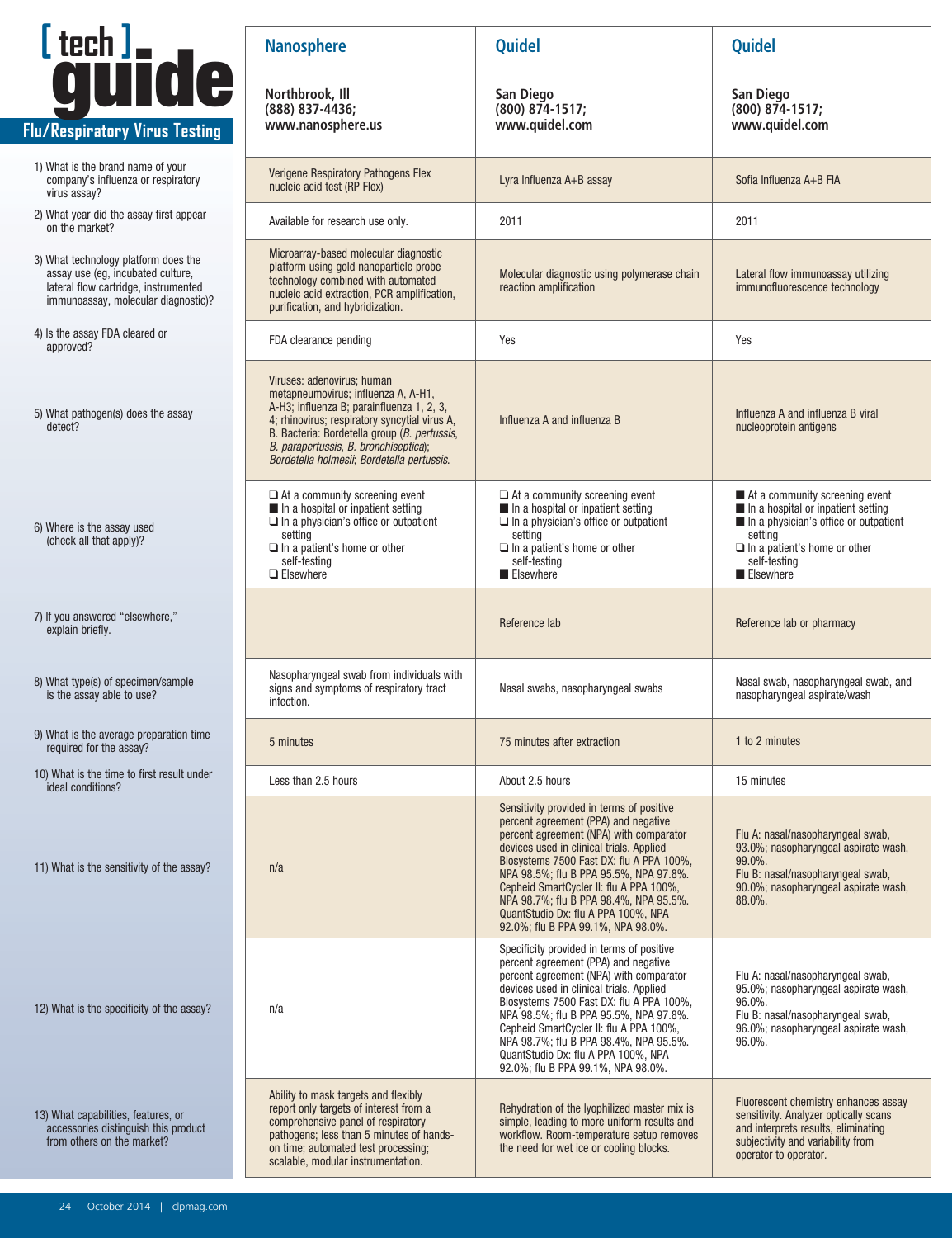# [ tech ] guide

## Flu/Respiratory Virus Testing

| | Nanosphere | Quidel | Quidel |
|---|---|---|---|
| | Northbrook, Ill (888) 837-4436; www.nanosphere.us | San Diego (800) 874-1517; www.quidel.com | San Diego (800) 874-1517; www.quidel.com |
| 1) What is the brand name of your company's influenza or respiratory virus assay? | Verigene Respiratory Pathogens Flex nucleic acid test (RP Flex) | Lyra Influenza A+B assay | Sofia Influenza A+B FIA |
| 2) What year did the assay first appear on the market? | Available for research use only. | 2011 | 2011 |
| 3) What technology platform does the assay use (eg, incubated culture, lateral flow cartridge, instrumented immunoassay, molecular diagnostic)? | Microarray-based molecular diagnostic platform using gold nanoparticle probe technology combined with automated nucleic acid extraction, PCR amplification, purification, and hybridization. | Molecular diagnostic using polymerase chain reaction amplification | Lateral flow immunoassay utilizing immunofluorescence technology |
| 4) Is the assay FDA cleared or approved? | FDA clearance pending | Yes | Yes |
| 5) What pathogen(s) does the assay detect? | Viruses: adenovirus; human metapneumovirus; influenza A, A-H1, A-H3; influenza B; parainfluenza 1, 2, 3, 4; rhinovirus; respiratory syncytial virus A, B. Bacteria: Bordetella group (*B. pertussis*, *B. parapertussis*, *B. bronchiseptica*); *Bordetella holmesii*; *Bordetella pertussis*. | Influenza A and influenza B | Influenza A and influenza B viral nucleoprotein antigens |
| 6) Where is the assay used (check all that apply)? | ❑ At a community screening event<br>■ In a hospital or inpatient setting<br>❑ In a physician's office or outpatient setting<br>❑ In a patient's home or other self-testing<br>❑ Elsewhere | ❑ At a community screening event<br>■ In a hospital or inpatient setting<br>❑ In a physician's office or outpatient setting<br>❑ In a patient's home or other self-testing<br>■ Elsewhere | ■ At a community screening event<br>■ In a hospital or inpatient setting<br>■ In a physician's office or outpatient setting<br>❑ In a patient's home or other self-testing<br>■ Elsewhere |
| 7) If you answered "elsewhere," explain briefly. | | Reference lab | Reference lab or pharmacy |
| 8) What type(s) of specimen/sample is the assay able to use? | Nasopharyngeal swab from individuals with signs and symptoms of respiratory tract infection. | Nasal swabs, nasopharyngeal swabs | Nasal swab, nasopharyngeal swab, and nasopharyngeal aspirate/wash |
| 9) What is the average preparation time required for the assay? | 5 minutes | 75 minutes after extraction | 1 to 2 minutes |
| 10) What is the time to first result under ideal conditions? | Less than 2.5 hours | About 2.5 hours | 15 minutes |
| 11) What is the sensitivity of the assay? | n/a | Sensitivity provided in terms of positive percent agreement (PPA) and negative percent agreement (NPA) with comparator devices used in clinical trials. Applied Biosystems 7500 Fast DX: flu A PPA 100%, NPA 98.5%; flu B PPA 95.5%, NPA 97.8%. Cepheid SmartCycler II: flu A PPA 100%, NPA 98.7%; flu B PPA 98.4%, NPA 95.5%. QuantStudio Dx: flu A PPA 100%, NPA 92.0%; flu B PPA 99.1%, NPA 98.0%. | Flu A: nasal/nasopharyngeal swab, 93.0%; nasopharyngeal aspirate wash, 99.0%.<br>Flu B: nasal/nasopharyngeal swab, 90.0%; nasopharyngeal aspirate wash, 88.0%. |
| 12) What is the specificity of the assay? | n/a | Specificity provided in terms of positive percent agreement (PPA) and negative percent agreement (NPA) with comparator devices used in clinical trials. Applied Biosystems 7500 Fast DX: flu A PPA 100%, NPA 98.5%; flu B PPA 95.5%, NPA 97.8%. Cepheid SmartCycler II: flu A PPA 100%, NPA 98.7%; flu B PPA 98.4%, NPA 95.5%. QuantStudio Dx: flu A PPA 100%, NPA 92.0%; flu B PPA 99.1%, NPA 98.0%. | Flu A: nasal/nasopharyngeal swab, 95.0%; nasopharyngeal aspirate wash, 96.0%.<br>Flu B: nasal/nasopharyngeal swab, 96.0%; nasopharyngeal aspirate wash, 96.0%. |
| 13) What capabilities, features, or accessories distinguish this product from others on the market? | Ability to mask targets and flexibly report only targets of interest from a comprehensive panel of respiratory pathogens; less than 5 minutes of hands-on time; automated test processing; scalable, modular instrumentation. | Rehydration of the lyophilized master mix is simple, leading to more uniform results and workflow. Room-temperature setup removes the need for wet ice or cooling blocks. | Fluorescent chemistry enhances assay sensitivity. Analyzer optically scans and interprets results, eliminating subjectivity and variability from operator to operator. |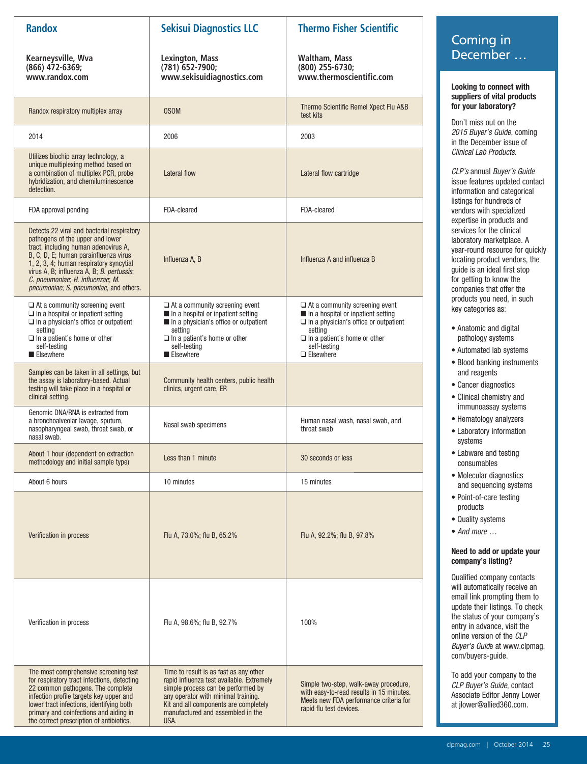| Randox | Sekisui Diagnostics LLC | Thermo Fisher Scientific |
|---|---|---|
| **Kearneysville, Wva**<br>**(866) 472-6369;**<br>**www.randox.com** | **Lexington, Mass**<br>**(781) 652-7900;**<br>**www.sekisuidiagnostics.com** | **Waltham, Mass**<br>**(800) 255-6730;**<br>**www.thermoscientific.com** |
| Randox respiratory multiplex array | OSOM | Thermo Scientific Remel Xpect Flu A&B test kits |
| 2014 | 2006 | 2003 |
| Utilizes biochip array technology, a unique multiplexing method based on a combination of multiplex PCR, probe hybridization, and chemiluminescence detection. | Lateral flow | Lateral flow cartridge |
| FDA approval pending | FDA-cleared | FDA-cleared |
| Detects 22 viral and bacterial respiratory pathogens of the upper and lower tract, including human adenovirus A, B, C, D, E; human parainfluenza virus 1, 2, 3, 4; human respiratory syncytial virus A, B; influenza A, B; *B. pertussis*; *C. pneumoniae*; *H. influenzae*; *M. pneumoniae*; *S. pneumoniae*, and others. | Influenza A, B | Influenza A and influenza B |
| ❑ At a community screening event<br>❑ In a hospital or inpatient setting<br>❑ In a physician's office or outpatient setting<br>❑ In a patient's home or other self-testing<br>■ Elsewhere | ❑ At a community screening event<br>■ In a hospital or inpatient setting<br>■ In a physician's office or outpatient setting<br>❑ In a patient's home or other self-testing<br>■ Elsewhere | ❑ At a community screening event<br>■ In a hospital or inpatient setting<br>❑ In a physician's office or outpatient setting<br>❑ In a patient's home or other self-testing<br>❑ Elsewhere |
| Samples can be taken in all settings, but the assay is laboratory-based. Actual testing will take place in a hospital or clinical setting. | Community health centers, public health clinics, urgent care, ER | |
| Genomic DNA/RNA is extracted from a bronchoalveolar lavage, sputum, nasopharyngeal swab, throat swab, or nasal swab. | Nasal swab specimens | Human nasal wash, nasal swab, and throat swab |
| About 1 hour (dependent on extraction methodology and initial sample type) | Less than 1 minute | 30 seconds or less |
| About 6 hours | 10 minutes | 15 minutes |
| Verification in process | Flu A, 73.0%; flu B, 65.2% | Flu A, 92.2%; flu B, 97.8% |
| Verification in process | Flu A, 98.6%; flu B, 92.7% | 100% |
| The most comprehensive screening test for respiratory tract infections, detecting 22 common pathogens. The complete infection profile targets key upper and lower tract infections, identifying both primary and coinfections and aiding in the correct prescription of antibiotics. | Time to result is as fast as any other rapid influenza test available. Extremely simple process can be performed by any operator with minimal training. Kit and all components are completely manufactured and assembled in the USA. | Simple two-step, walk-away procedure, with easy-to-read results in 15 minutes. Meets new FDA performance criteria for rapid flu test devices. |

## Coming in December …

**Looking to connect with suppliers of vital products for your laboratory?**

Don't miss out on the *2015 Buyer's Guide*, coming in the December issue of *Clinical Lab Products*.

*CLP's* annual *Buyer's Guide* issue features updated contact information and categorical listings for hundreds of vendors with specialized expertise in products and services for the clinical laboratory marketplace. A year-round resource for quickly locating product vendors, the guide is an ideal first stop for getting to know the companies that offer the products you need, in such key categories as:

- Anatomic and digital pathology systems
- Automated lab systems
- Blood banking instruments and reagents
- Cancer diagnostics
- Clinical chemistry and immunoassay systems
- Hematology analyzers
- Laboratory information systems
- Labware and testing consumables
- Molecular diagnostics and sequencing systems
- Point-of-care testing products
- Quality systems
- *And more …*

**Need to add or update your company's listing?**

Qualified company contacts will automatically receive an email link prompting them to update their listings. To check the status of your company's entry in advance, visit the online version of the *CLP Buyer's Guide* at www.clpmag.com/buyers-guide.

To add your company to the *CLP Buyer's Guide*, contact Associate Editor Jenny Lower at jlower@allied360.com.